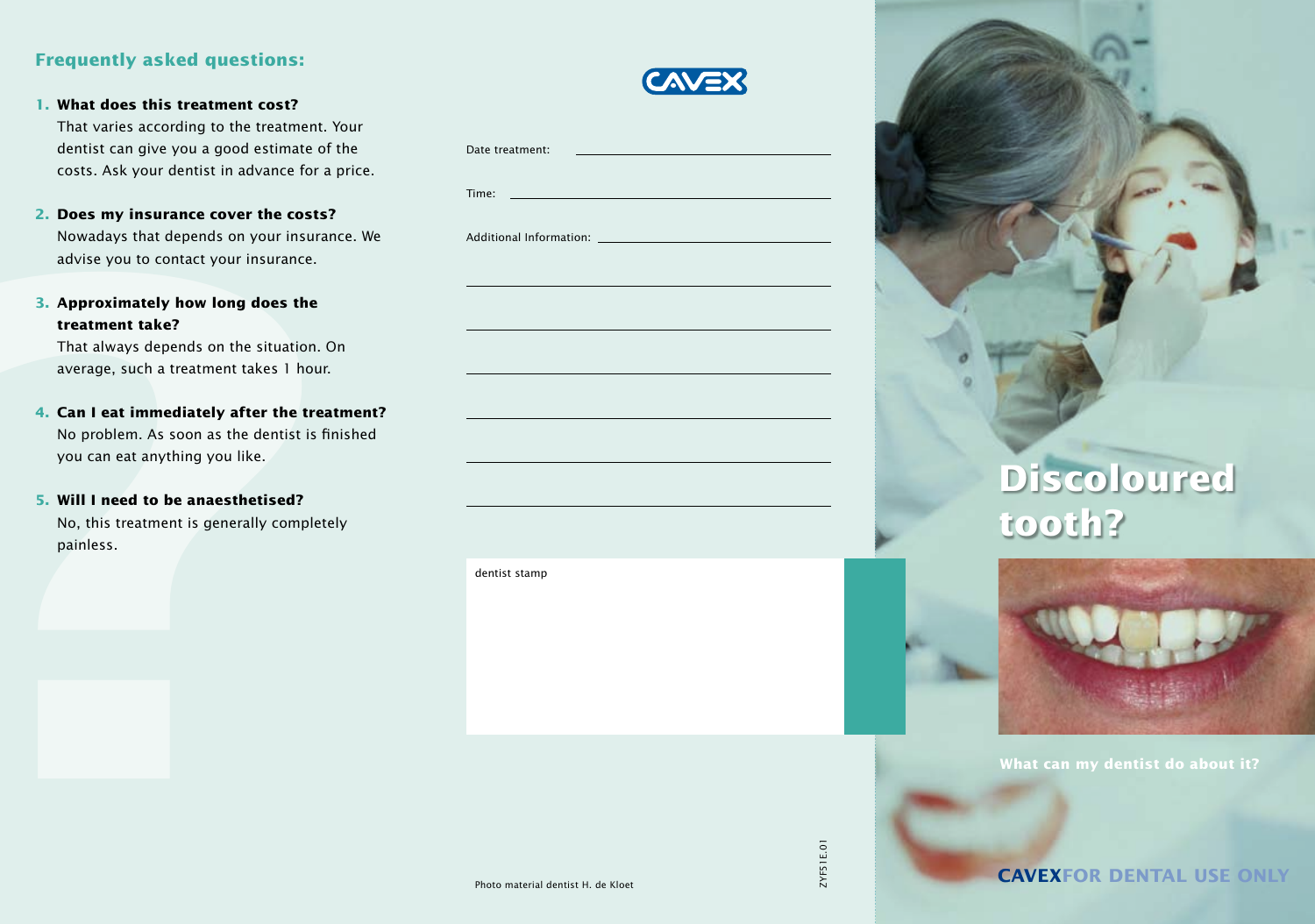## Frequently asked questions:

1. **What does this treatment cost?**
   That varies according to the treatment. Your dentist can give you a good estimate of the costs. Ask your dentist in advance for a price.

2. **Does my insurance cover the costs?**
   Nowadays that depends on your insurance. We advise you to contact your insurance.

3. **Approximately how long does the treatment take?**
   That always depends on the situation. On average, such a treatment takes 1 hour.

4. **Can I eat immediately after the treatment?**
   No problem. As soon as the dentist is finished you can eat anything you like.

5. **Will I need to be anaesthetised?**
   No, this treatment is generally completely painless.

CAVEX

Date treatment: ______________________

Time: ______________________

Additional Information: ______________________

______________________

______________________

______________________

______________________

______________________

______________________

dentist stamp

Photo material dentist H. de Kloet

ZYF51E.01

# Discoloured tooth?

What can my dentist do about it?

**CAVEX** FOR DENTAL USE ONLY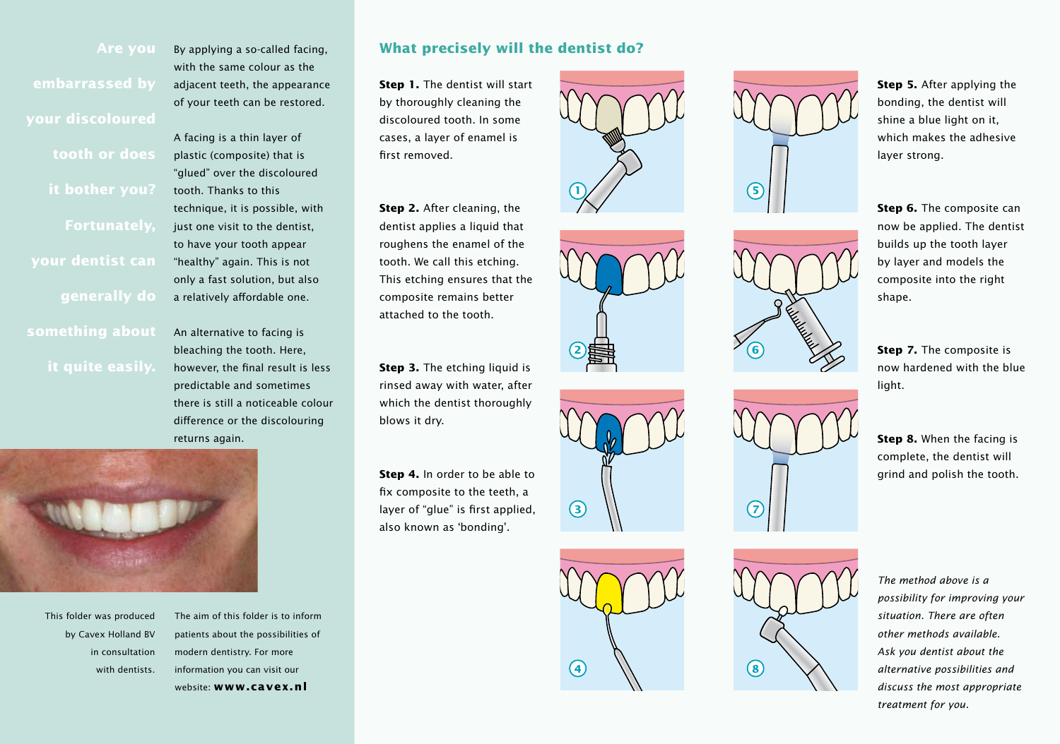## Are you embarrassed by your discoloured tooth or does it bother you? Fortunately, your dentist can generally do something about it quite easily.

By applying a so-called facing, with the same colour as the adjacent teeth, the appearance of your teeth can be restored.

A facing is a thin layer of plastic (composite) that is "glued" over the discoloured tooth. Thanks to this technique, it is possible, with just one visit to the dentist, to have your tooth appear "healthy" again. This is not only a fast solution, but also a relatively affordable one.

An alternative to facing is bleaching the tooth. Here, however, the final result is less predictable and sometimes there is still a noticeable colour difference or the discolouring returns again.

This folder was produced by Cavex Holland BV in consultation with dentists.

The aim of this folder is to inform patients about the possibilities of modern dentistry. For more information you can visit our website: **www.cavex.nl**

## What precisely will the dentist do?

**Step 1.** The dentist will start by thoroughly cleaning the discoloured tooth. In some cases, a layer of enamel is first removed.

**Step 2.** After cleaning, the dentist applies a liquid that roughens the enamel of the tooth. This etching ensures that the composite remains better attached to the tooth.

**Step 3.** The etching liquid is rinsed away with water, after which the dentist thoroughly blows it dry.

**Step 4.** In order to be able to fix composite to the teeth, a layer of "glue" is first applied, also known as 'bonding'.

**Step 5.** After applying the bonding, the dentist will shine a blue light on it, which makes the adhesive layer strong.

**Step 6.** The composite can now be applied. The dentist builds up the tooth layer by layer and models the composite into the right shape.

**Step 7.** The composite is now hardened with the blue light.

**Step 8.** When the facing is complete, the dentist will grind and polish the tooth.

*The method above is a possibility for improving your situation. There are often other methods available. Ask you dentist about the alternative possibilities and discuss the most appropriate treatment for you.*